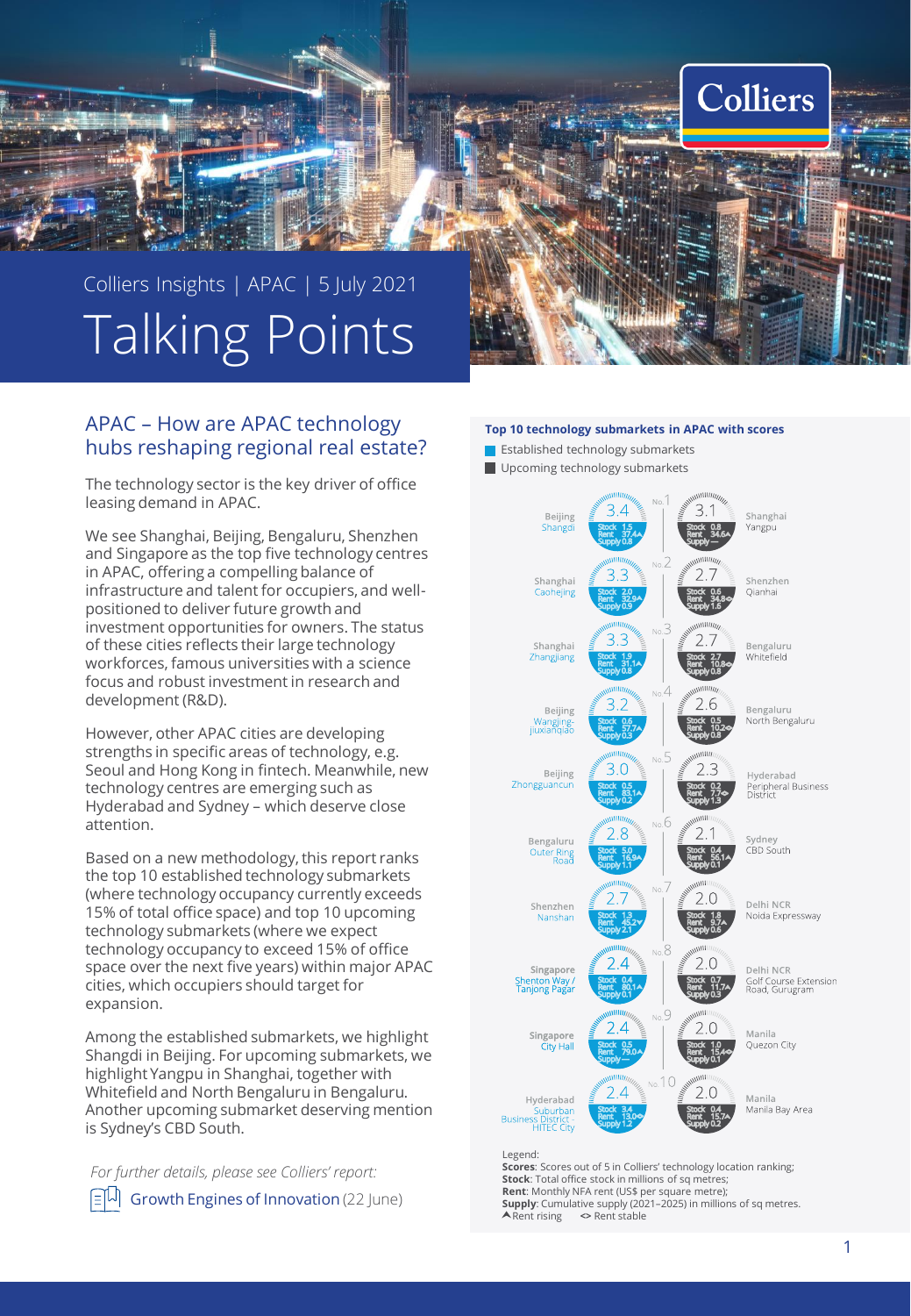Colliers Insights | APAC | 5 July 2021

# Talking Points

## APAC – How are APAC technology hubs reshaping regional real estate?

The technology sector is the key driver of office leasing demand in APAC.

We see Shanghai, Beijing, Bengaluru, Shenzhen and Singapore as the top five technology centres in APAC, offering a compelling balance of infrastructure and talent for occupiers, and well-positioned to deliver future growth and investment opportunities for owners. The status of these cities reflects their large technology workforces, famous universities with a science focus and robust investment in research and development (R&D).

However, other APAC cities are developing strengths in specific areas of technology, e.g. Seoul and Hong Kong in fintech. Meanwhile, new technology centres are emerging such as Hyderabad and Sydney – which deserve close attention.

Based on a new methodology, this report ranks the top 10 established technology submarkets (where technology occupancy currently exceeds 15% of total office space) and top 10 upcoming technology submarkets (where we expect technology occupancy to exceed 15% of office space over the next five years) within major APAC cities, which occupiers should target for expansion.

Among the established submarkets, we highlight Shangdi in Beijing. For upcoming submarkets, we highlight Yangpu in Shanghai, together with Whitefield and North Bengaluru in Bengaluru. Another upcoming submarket deserving mention is Sydney's CBD South.

*For further details, please see Colliers' report:*

Growth Engines of Innovation (22 June)

**Top 10 technology submarkets in APAC with scores**

| No. | Established technology submarket | Score | Stock | Rent | Supply | Upcoming technology submarket | Score | Stock | Rent | Supply |
|---|---|---|---|---|---|---|---|---|---|---|
| 1 | Beijing Shangdi | 3.4 | 1.5 | 37.4 ▲ | 0.8 | Shanghai Yangpu | 3.1 | 0.8 | 34.6 ▲ | — |
| 2 | Shanghai Caohejing | 3.3 | 2.0 | 32.9 ▲ | 0.9 | Shenzhen Qianhai | 2.7 | 0.6 | 34.8 <> | 1.6 |
| 3 | Shanghai Zhangjiang | 3.3 | 1.9 | 31.1 ▲ | 0.8 | Bengaluru Whitefield | 2.7 | 2.7 | 10.8 <> | 0.8 |
| 4 | Beijing Wangjing-Jiuxianqiao | 3.2 | 0.6 | 57.7 ▲ | 0.3 | Bengaluru North Bengaluru | 2.6 | 0.5 | 10.2 <> | 0.8 |
| 5 | Beijing Zhongguancun | 3.0 | 0.5 | 83.1 ▲ | 0.2 | Hyderabad Peripheral Business District | 2.3 | 0.2 | 7.7 <> | 1.3 |
| 6 | Bengaluru Outer Ring Road | 2.8 | 5.0 | 16.9 ▲ | 1.1 | Sydney CBD South | 2.1 | 0.4 | 56.1 ▲ | 0.1 |
| 7 | Shenzhen Nanshan | 2.7 | 1.3 | 45.2 ∨ | 2.1 | Delhi NCR Noida Expressway | 2.0 | 1.8 | 9.7 ▲ | 0.6 |
| 8 | Singapore Shenton Way / Tanjong Pagar | 2.4 | 0.4 | 80.1 ▲ | 0.1 | Delhi NCR Golf Course Extension Road, Gurugram | 2.0 | 0.7 | 11.7 ▲ | 0.3 |
| 9 | Singapore City Hall | 2.4 | 0.5 | 79.0 ▲ | — | Manila Quezon City | 2.0 | 1.0 | 15.4 <> | 0.1 |
| 10 | Hyderabad Suburban Business District - HITEC City | 2.4 | 3.4 | 13.0 <> | 1.2 | Manila Manila Bay Area | 2.0 | 0.4 | 15.7 ▲ | 0.2 |

Legend:
**Scores**: Scores out of 5 in Colliers' technology location ranking;
**Stock**: Total office stock in millions of sq metres;
**Rent**: Monthly NFA rent (US$ per square metre);
**Supply**: Cumulative supply (2021–2025) in millions of sq metres.
▲ Rent rising <> Rent stable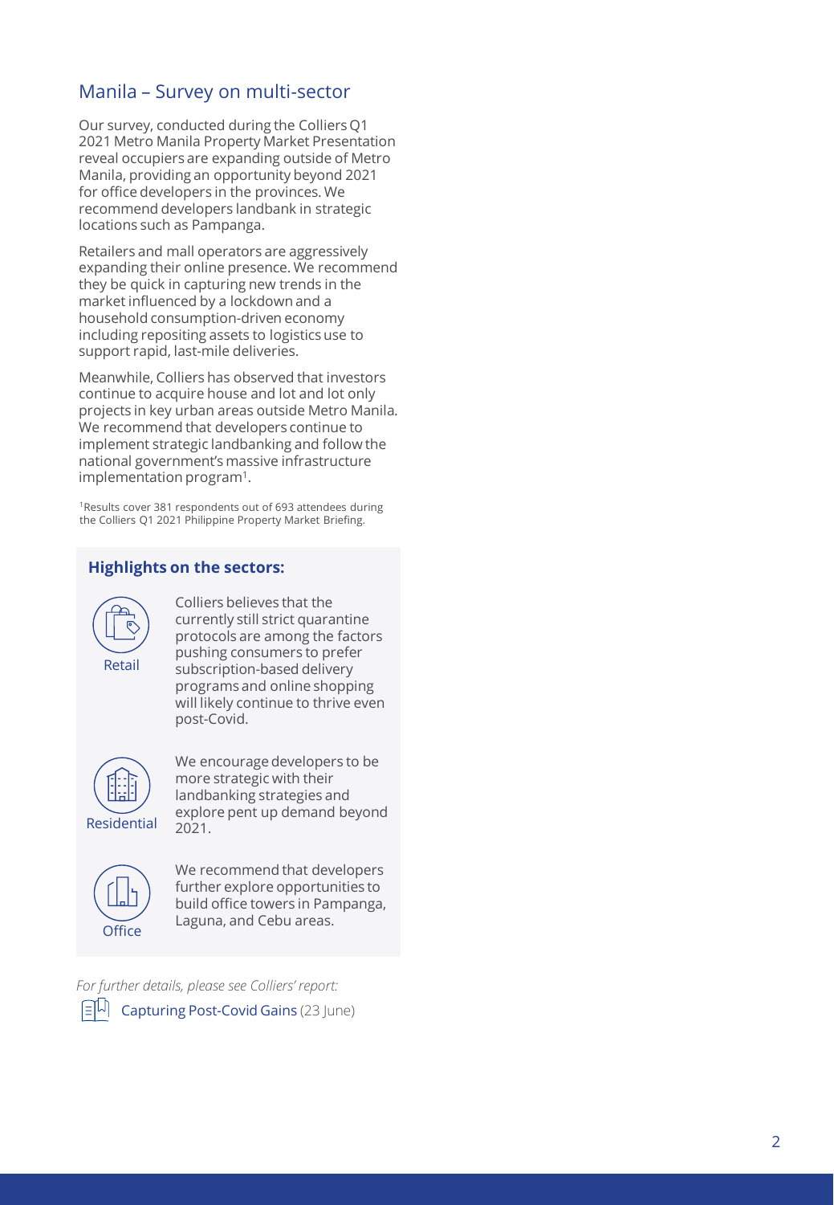## Manila – Survey on multi-sector

Our survey, conducted during the Colliers Q1 2021 Metro Manila Property Market Presentation reveal occupiers are expanding outside of Metro Manila, providing an opportunity beyond 2021 for office developers in the provinces. We recommend developers landbank in strategic locations such as Pampanga.

Retailers and mall operators are aggressively expanding their online presence. We recommend they be quick in capturing new trends in the market influenced by a lockdown and a household consumption-driven economy including repositing assets to logistics use to support rapid, last-mile deliveries.

Meanwhile, Colliers has observed that investors continue to acquire house and lot and lot only projects in key urban areas outside Metro Manila. We recommend that developers continue to implement strategic landbanking and follow the national government's massive infrastructure implementation program[1].

[1]Results cover 381 respondents out of 693 attendees during the Colliers Q1 2021 Philippine Property Market Briefing.

### Highlights on the sectors:

**Retail**

Colliers believes that the currently still strict quarantine protocols are among the factors pushing consumers to prefer subscription-based delivery programs and online shopping will likely continue to thrive even post-Covid.

**Residential**

We encourage developers to be more strategic with their landbanking strategies and explore pent up demand beyond 2021.

**Office**

We recommend that developers further explore opportunities to build office towers in Pampanga, Laguna, and Cebu areas.

*For further details, please see Colliers' report:*

Capturing Post-Covid Gains (23 June)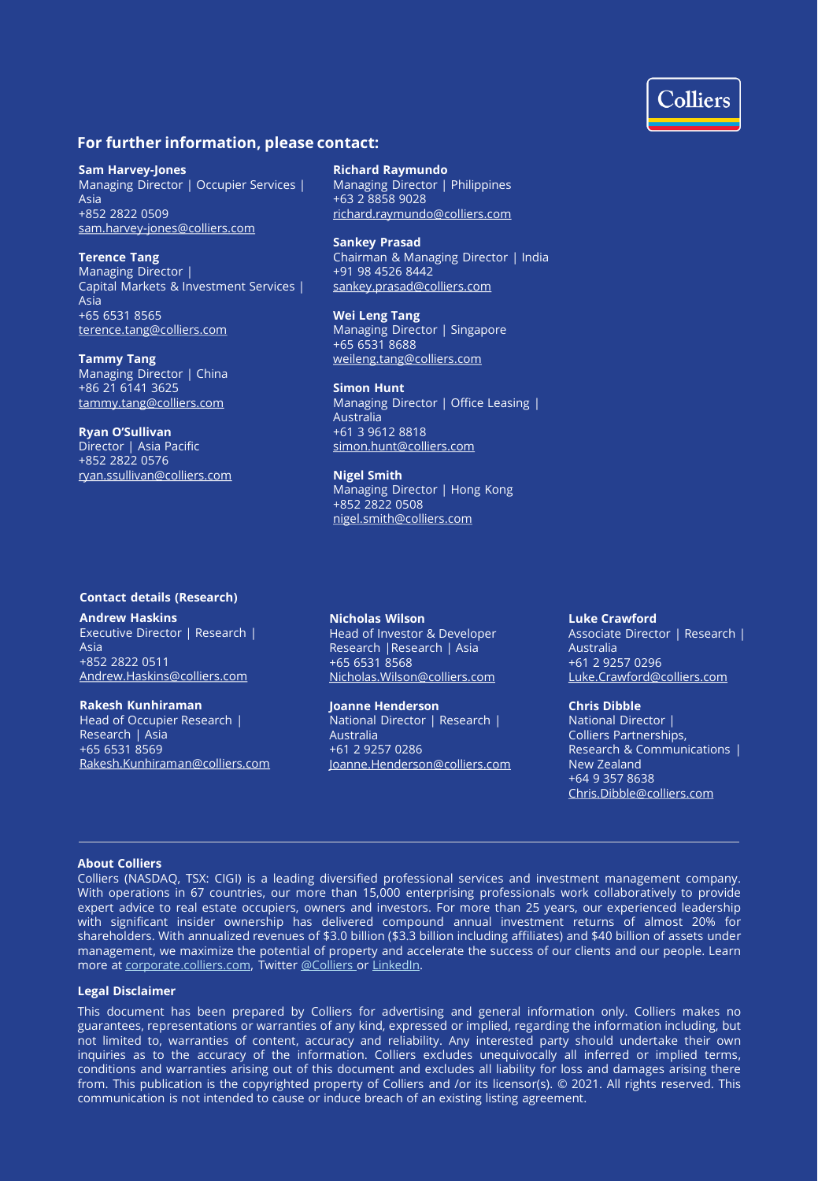## For further information, please contact:

**Sam Harvey-Jones**
Managing Director | Occupier Services | Asia
+852 2822 0509
sam.harvey-jones@colliers.com

**Terence Tang**
Managing Director | Capital Markets & Investment Services | Asia
+65 6531 8565
terence.tang@colliers.com

**Tammy Tang**
Managing Director | China
+86 21 6141 3625
tammy.tang@colliers.com

**Ryan O'Sullivan**
Director | Asia Pacific
+852 2822 0576
ryan.ssullivan@colliers.com

**Richard Raymundo**
Managing Director | Philippines
+63 2 8858 9028
richard.raymundo@colliers.com

**Sankey Prasad**
Chairman & Managing Director | India
+91 98 4526 8442
sankey.prasad@colliers.com

**Wei Leng Tang**
Managing Director | Singapore
+65 6531 8688
weileng.tang@colliers.com

**Simon Hunt**
Managing Director | Office Leasing | Australia
+61 3 9612 8818
simon.hunt@colliers.com

**Nigel Smith**
Managing Director | Hong Kong
+852 2822 0508
nigel.smith@colliers.com

### Contact details (Research)

**Andrew Haskins**
Executive Director | Research | Asia
+852 2822 0511
Andrew.Haskins@colliers.com

**Rakesh Kunhiraman**
Head of Occupier Research | Research | Asia
+65 6531 8569
Rakesh.Kunhiraman@colliers.com

**Nicholas Wilson**
Head of Investor & Developer Research |Research | Asia
+65 6531 8568
Nicholas.Wilson@colliers.com

**Joanne Henderson**
National Director | Research | Australia
+61 2 9257 0286
Joanne.Henderson@colliers.com

**Luke Crawford**
Associate Director | Research | Australia
+61 2 9257 0296
Luke.Crawford@colliers.com

**Chris Dibble**
National Director | Colliers Partnerships, Research & Communications | New Zealand
+64 9 357 8638
Chris.Dibble@colliers.com

---

**About Colliers**

Colliers (NASDAQ, TSX: CIGI) is a leading diversified professional services and investment management company. With operations in 67 countries, our more than 15,000 enterprising professionals work collaboratively to provide expert advice to real estate occupiers, owners and investors. For more than 25 years, our experienced leadership with significant insider ownership has delivered compound annual investment returns of almost 20% for shareholders. With annualized revenues of $3.0 billion ($3.3 billion including affiliates) and $40 billion of assets under management, we maximize the potential of property and accelerate the success of our clients and our people. Learn more at corporate.colliers.com, Twitter @Colliers or LinkedIn.

**Legal Disclaimer**

This document has been prepared by Colliers for advertising and general information only. Colliers makes no guarantees, representations or warranties of any kind, expressed or implied, regarding the information including, but not limited to, warranties of content, accuracy and reliability. Any interested party should undertake their own inquiries as to the accuracy of the information. Colliers excludes unequivocally all inferred or implied terms, conditions and warranties arising out of this document and excludes all liability for loss and damages arising there from. This publication is the copyrighted property of Colliers and /or its licensor(s). © 2021. All rights reserved. This communication is not intended to cause or induce breach of an existing listing agreement.